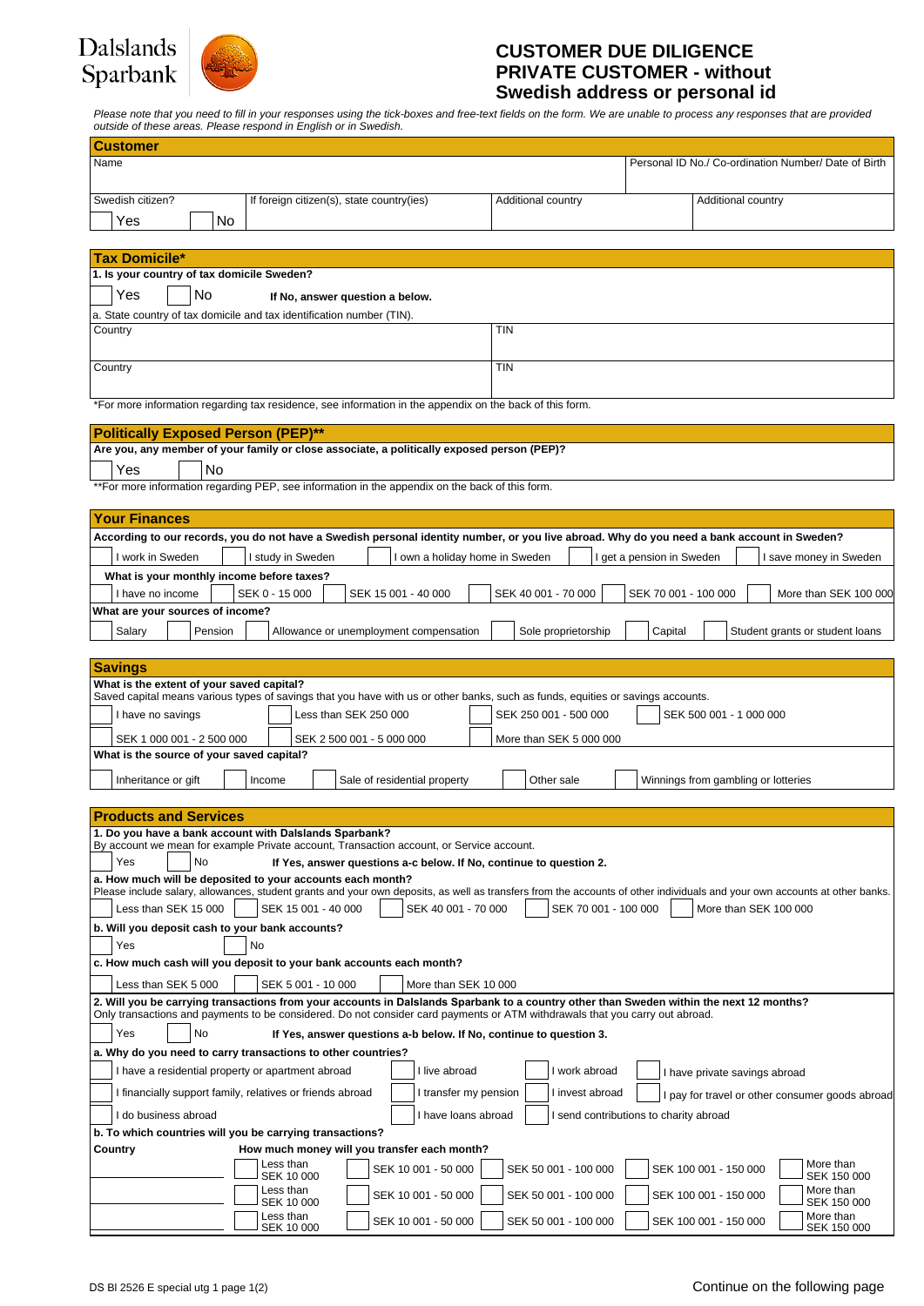Dalslands Sparbank

# CUSTOMER DUE DILIGENCE PRIVATE CUSTOMER - without Swedish address or personal id

*Please note that you need to fill in your responses using the tick-boxes and free-text fields on the form. We are unable to process any responses that are provided outside of these areas. Please respond in English or in Swedish.*

## Customer

| Name | | | Personal ID No./ Co-ordination Number/ Date of Birth |
|---|---|---|---|
| | | | |

| Swedish citizen? | If foreign citizen(s), state country(ies) | Additional country | Additional country |
|---|---|---|---|
| ☐ Yes ☐ No | | | |

## Tax Domicile*

**1. Is your country of tax domicile Sweden?**

☐ Yes ☐ No **If No, answer question a below.**

a. State country of tax domicile and tax identification number (TIN).

| Country | TIN |
|---|---|
| | |
| Country | TIN |
| | |

*For more information regarding tax residence, see information in the appendix on the back of this form.

## Politically Exposed Person (PEP)**

**Are you, any member of your family or close associate, a politically exposed person (PEP)?**

☐ Yes ☐ No

**For more information regarding PEP, see information in the appendix on the back of this form.

## Your Finances

**According to our records, you do not have a Swedish personal identity number, or you live abroad. Why do you need a bank account in Sweden?**

☐ I work in Sweden ☐ I study in Sweden ☐ I own a holiday home in Sweden ☐ I get a pension in Sweden ☐ I save money in Sweden

**What is your monthly income before taxes?**

☐ I have no income ☐ SEK 0 - 15 000 ☐ SEK 15 001 - 40 000 ☐ SEK 40 001 - 70 000 ☐ SEK 70 001 - 100 000 ☐ More than SEK 100 000

**What are your sources of income?**

☐ Salary ☐ Pension ☐ Allowance or unemployment compensation ☐ Sole proprietorship ☐ Capital ☐ Student grants or student loans

## Savings

**What is the extent of your saved capital?**
Saved capital means various types of savings that you have with us or other banks, such as funds, equities or savings accounts.

☐ I have no savings ☐ Less than SEK 250 000 ☐ SEK 250 001 - 500 000 ☐ SEK 500 001 - 1 000 000

☐ SEK 1 000 001 - 2 500 000 ☐ SEK 2 500 001 - 5 000 000 ☐ More than SEK 5 000 000

**What is the source of your saved capital?**

☐ Inheritance or gift ☐ Income ☐ Sale of residential property ☐ Other sale ☐ Winnings from gambling or lotteries

## Products and Services

**1. Do you have a bank account with Dalslands Sparbank?**
By account we mean for example Private account, Transaction account, or Service account.

☐ Yes ☐ No **If Yes, answer questions a-c below. If No, continue to question 2.**

**a. How much will be deposited to your accounts each month?**
Please include salary, allowances, student grants and your own deposits, as well as transfers from the accounts of other individuals and your own accounts at other banks.

☐ Less than SEK 15 000 ☐ SEK 15 001 - 40 000 ☐ SEK 40 001 - 70 000 ☐ SEK 70 001 - 100 000 ☐ More than SEK 100 000

**b. Will you deposit cash to your bank accounts?**

☐ Yes ☐ No

**c. How much cash will you deposit to your bank accounts each month?**

☐ Less than SEK 5 000 ☐ SEK 5 001 - 10 000 ☐ More than SEK 10 000

**2. Will you be carrying transactions from your accounts in Dalslands Sparbank to a country other than Sweden within the next 12 months?**
Only transactions and payments to be considered. Do not consider card payments or ATM withdrawals that you carry out abroad.

☐ Yes ☐ No **If Yes, answer questions a-b below. If No, continue to question 3.**

**a. Why do you need to carry transactions to other countries?**

☐ I have a residential property or apartment abroad ☐ I live abroad ☐ I work abroad ☐ I have private savings abroad

☐ I financially support family, relatives or friends abroad ☐ I transfer my pension ☐ I invest abroad ☐ I pay for travel or other consumer goods abroad

☐ I do business abroad ☐ I have loans abroad ☐ I send contributions to charity abroad

**b. To which countries will you be carrying transactions?**

| Country | How much money will you transfer each month? | | | | |
|---|---|---|---|---|---|
| | ☐ Less than SEK 10 000 | ☐ SEK 10 001 - 50 000 | ☐ SEK 50 001 - 100 000 | ☐ SEK 100 001 - 150 000 | ☐ More than SEK 150 000 |
| | ☐ Less than SEK 10 000 | ☐ SEK 10 001 - 50 000 | ☐ SEK 50 001 - 100 000 | ☐ SEK 100 001 - 150 000 | ☐ More than SEK 150 000 |
| | ☐ Less than SEK 10 000 | ☐ SEK 10 001 - 50 000 | ☐ SEK 50 001 - 100 000 | ☐ SEK 100 001 - 150 000 | ☐ More than SEK 150 000 |

DS Bl 2526 E special utg 1 page 1(2)

Continue on the following page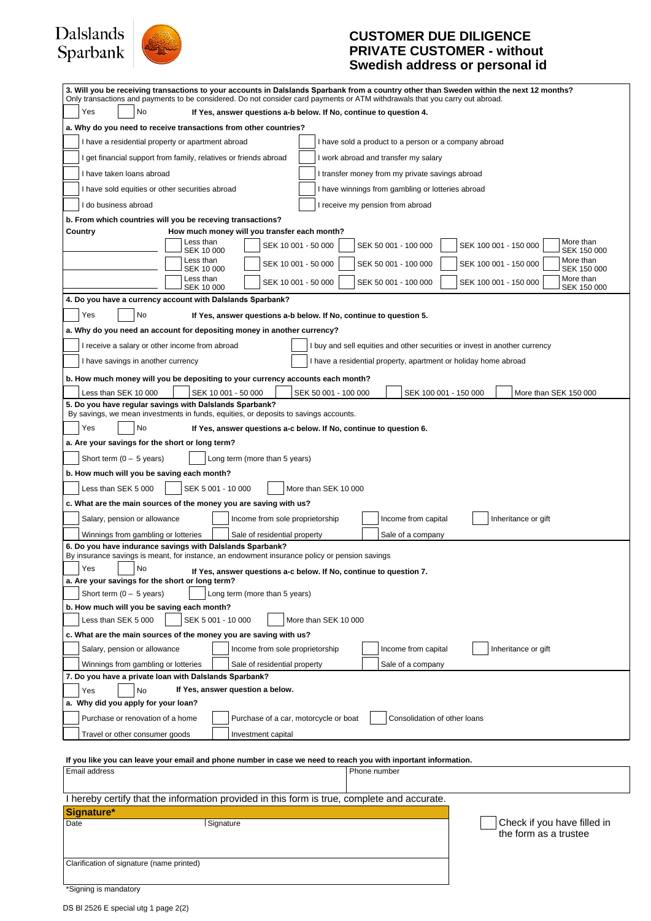Dalslands Sparbank

# CUSTOMER DUE DILIGENCE PRIVATE CUSTOMER - without Swedish address or personal id

**3. Will you be receiving transactions to your accounts in Dalslands Sparbank from a country other than Sweden within the next 12 months?**
Only transactions and payments to be considered. Do not consider card payments or ATM withdrawals that you carry out abroad.

☐ Yes ☐ No **If Yes, answer questions a-b below. If No, continue to question 4.**

**a. Why do you need to receive transactions from other countries?**

| | |
|---|---|
| ☐ I have a residential property or apartment abroad | ☐ I have sold a product to a person or a company abroad |
| ☐ I get financial support from family, relatives or friends abroad | ☐ I work abroad and transfer my salary |
| ☐ I have taken loans abroad | ☐ I transfer money from my private savings abroad |
| ☐ I have sold equities or other securities abroad | ☐ I have winnings from gambling or lotteries abroad |
| ☐ I do business abroad | ☐ I receive my pension from abroad |

**b. From which countries will you be receving transactions?**

| Country | How much money will you transfer each month? | | | | |
|---|---|---|---|---|---|
| | ☐ Less than SEK 10 000 | ☐ SEK 10 001 - 50 000 | ☐ SEK 50 001 - 100 000 | ☐ SEK 100 001 - 150 000 | ☐ More than SEK 150 000 |
| | ☐ Less than SEK 10 000 | ☐ SEK 10 001 - 50 000 | ☐ SEK 50 001 - 100 000 | ☐ SEK 100 001 - 150 000 | ☐ More than SEK 150 000 |
| | ☐ Less than SEK 10 000 | ☐ SEK 10 001 - 50 000 | ☐ SEK 50 001 - 100 000 | ☐ SEK 100 001 - 150 000 | ☐ More than SEK 150 000 |

**4. Do you have a currency account with Dalslands Sparbank?**

☐ Yes ☐ No **If Yes, answer questions a-b below. If No, continue to question 5.**

**a. Why do you need an account for depositing money in another currency?**

| | |
|---|---|
| ☐ I receive a salary or other income from abroad | ☐ I buy and sell equities and other securities or invest in another currency |
| ☐ I have savings in another currency | ☐ I have a residential property, apartment or holiday home abroad |

**b. How much money will you be depositing to your currency accounts each month?**

☐ Less than SEK 10 000 ☐ SEK 10 001 - 50 000 ☐ SEK 50 001 - 100 000 ☐ SEK 100 001 - 150 000 ☐ More than SEK 150 000

**5. Do you have regular savings with Dalslands Sparbank?**
By savings, we mean investments in funds, equities, or deposits to savings accounts.

☐ Yes ☐ No **If Yes, answer questions a-c below. If No, continue to question 6.**

**a. Are your savings for the short or long term?**

☐ Short term (0 – 5 years) ☐ Long term (more than 5 years)

**b. How much will you be saving each month?**

☐ Less than SEK 5 000 ☐ SEK 5 001 - 10 000 ☐ More than SEK 10 000

**c. What are the main sources of the money you are saving with us?**

| | | | |
|---|---|---|---|
| ☐ Salary, pension or allowance | ☐ Income from sole proprietorship | ☐ Income from capital | ☐ Inheritance or gift |
| ☐ Winnings from gambling or lotteries | ☐ Sale of residential property | ☐ Sale of a company | |

**6. Do you have indurance savings with Dalslands Sparbank?**
By insurance savings is meant, for instance, an endowment insurance policy or pension savings

☐ Yes ☐ No **If Yes, answer questions a-c below. If No, continue to question 7.**

**a. Are your savings for the short or long term?**

☐ Short term (0 – 5 years) ☐ Long term (more than 5 years)

**b. How much will you be saving each month?**

☐ Less than SEK 5 000 ☐ SEK 5 001 - 10 000 ☐ More than SEK 10 000

**c. What are the main sources of the money you are saving with us?**

| | | | |
|---|---|---|---|
| ☐ Salary, pension or allowance | ☐ Income from sole proprietorship | ☐ Income from capital | ☐ Inheritance or gift |
| ☐ Winnings from gambling or lotteries | ☐ Sale of residential property | ☐ Sale of a company | |

**7. Do you have a private loan with Dalslands Sparbank?**

☐ Yes ☐ No **If Yes, answer question a below.**

**a. Why did you apply for your loan?**

| | | |
|---|---|---|
| ☐ Purchase or renovation of a home | ☐ Purchase of a car, motorcycle or boat | ☐ Consolidation of other loans |
| ☐ Travel or other consumer goods | ☐ Investment capital | |

**If you like you can leave your email and phone number in case we need to reach you with inportant information.**

| Email address | Phone number |
|---|---|
| | |

I hereby certify that the information provided in this form is true, complete and accurate.

**Signature***

| Date | Signature |
|---|---|
| | |
| Clarification of signature (name printed) | |

☐ Check if you have filled in the form as a trustee

*Signing is mandatory

DS Bl 2526 E special utg 1 page 2(2)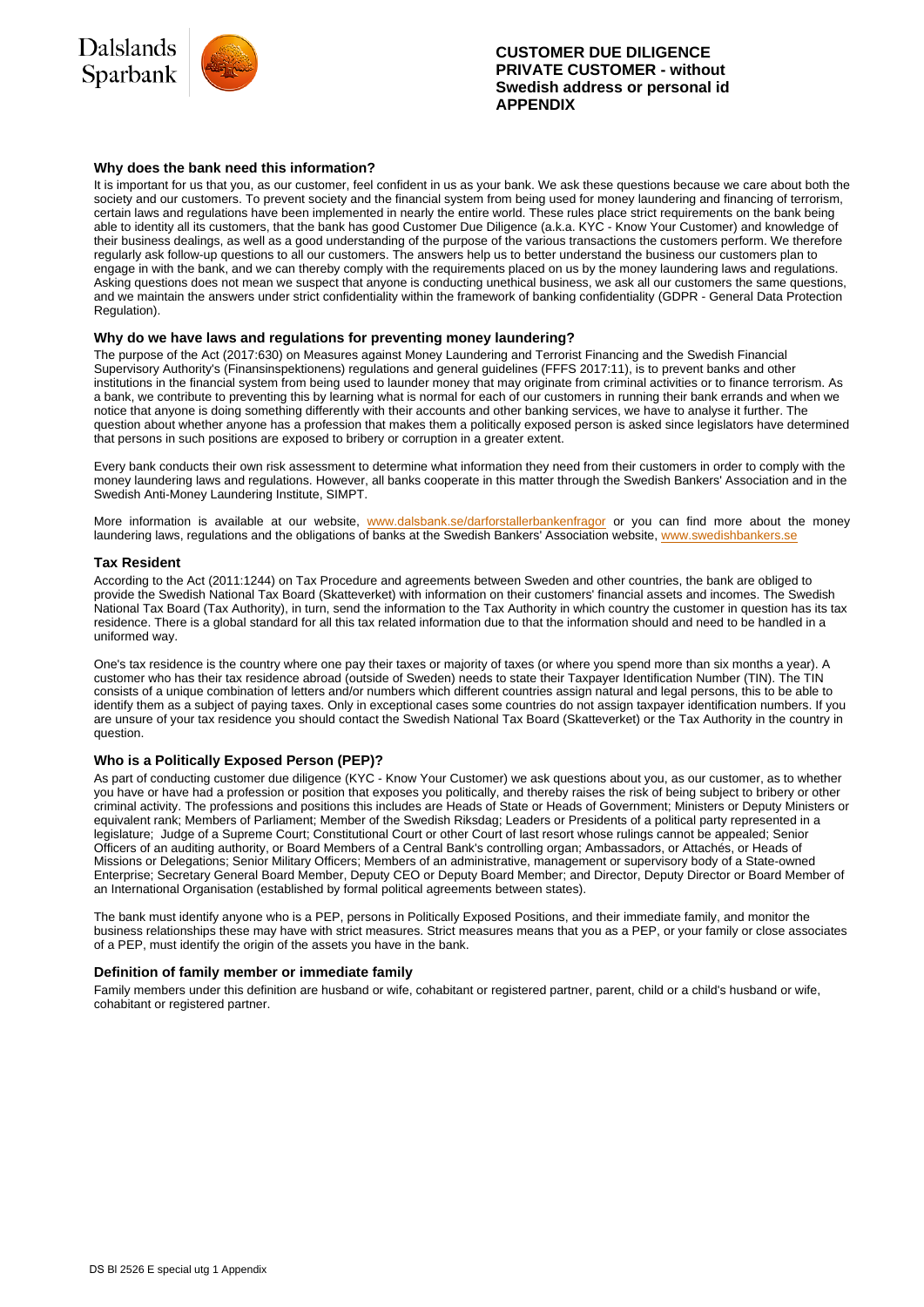Dalslands Sparbank

**CUSTOMER DUE DILIGENCE PRIVATE CUSTOMER - without Swedish address or personal id APPENDIX**

### Why does the bank need this information?

It is important for us that you, as our customer, feel confident in us as your bank. We ask these questions because we care about both the society and our customers. To prevent society and the financial system from being used for money laundering and financing of terrorism, certain laws and regulations have been implemented in nearly the entire world. These rules place strict requirements on the bank being able to identity all its customers, that the bank has good Customer Due Diligence (a.k.a. KYC - Know Your Customer) and knowledge of their business dealings, as well as a good understanding of the purpose of the various transactions the customers perform. We therefore regularly ask follow-up questions to all our customers. The answers help us to better understand the business our customers plan to engage in with the bank, and we can thereby comply with the requirements placed on us by the money laundering laws and regulations. Asking questions does not mean we suspect that anyone is conducting unethical business, we ask all our customers the same questions, and we maintain the answers under strict confidentiality within the framework of banking confidentiality (GDPR - General Data Protection Regulation).

### Why do we have laws and regulations for preventing money laundering?

The purpose of the Act (2017:630) on Measures against Money Laundering and Terrorist Financing and the Swedish Financial Supervisory Authority's (Finansinspektionens) regulations and general guidelines (FFFS 2017:11), is to prevent banks and other institutions in the financial system from being used to launder money that may originate from criminal activities or to finance terrorism. As a bank, we contribute to preventing this by learning what is normal for each of our customers in running their bank errands and when we notice that anyone is doing something differently with their accounts and other banking services, we have to analyse it further. The question about whether anyone has a profession that makes them a politically exposed person is asked since legislators have determined that persons in such positions are exposed to bribery or corruption in a greater extent.

Every bank conducts their own risk assessment to determine what information they need from their customers in order to comply with the money laundering laws and regulations. However, all banks cooperate in this matter through the Swedish Bankers' Association and in the Swedish Anti-Money Laundering Institute, SIMPT.

More information is available at our website, www.dalsbank.se/darforstallerbankenfragor or you can find more about the money laundering laws, regulations and the obligations of banks at the Swedish Bankers' Association website, www.swedishbankers.se

### Tax Resident

According to the Act (2011:1244) on Tax Procedure and agreements between Sweden and other countries, the bank are obliged to provide the Swedish National Tax Board (Skatteverket) with information on their customers' financial assets and incomes. The Swedish National Tax Board (Tax Authority), in turn, send the information to the Tax Authority in which country the customer in question has its tax residence. There is a global standard for all this tax related information due to that the information should and need to be handled in a uniformed way.

One's tax residence is the country where one pay their taxes or majority of taxes (or where you spend more than six months a year). A customer who has their tax residence abroad (outside of Sweden) needs to state their Taxpayer Identification Number (TIN). The TIN consists of a unique combination of letters and/or numbers which different countries assign natural and legal persons, this to be able to identify them as a subject of paying taxes. Only in exceptional cases some countries do not assign taxpayer identification numbers. If you are unsure of your tax residence you should contact the Swedish National Tax Board (Skatteverket) or the Tax Authority in the country in question.

### Who is a Politically Exposed Person (PEP)?

As part of conducting customer due diligence (KYC - Know Your Customer) we ask questions about you, as our customer, as to whether you have or have had a profession or position that exposes you politically, and thereby raises the risk of being subject to bribery or other criminal activity. The professions and positions this includes are Heads of State or Heads of Government; Ministers or Deputy Ministers or equivalent rank; Members of Parliament; Member of the Swedish Riksdag; Leaders or Presidents of a political party represented in a legislature; Judge of a Supreme Court; Constitutional Court or other Court of last resort whose rulings cannot be appealed; Senior Officers of an auditing authority, or Board Members of a Central Bank's controlling organ; Ambassadors, or Attachés, or Heads of Missions or Delegations; Senior Military Officers; Members of an administrative, management or supervisory body of a State-owned Enterprise; Secretary General Board Member, Deputy CEO or Deputy Board Member; and Director, Deputy Director or Board Member of an International Organisation (established by formal political agreements between states).

The bank must identify anyone who is a PEP, persons in Politically Exposed Positions, and their immediate family, and monitor the business relationships these may have with strict measures. Strict measures means that you as a PEP, or your family or close associates of a PEP, must identify the origin of the assets you have in the bank.

### Definition of family member or immediate family

Family members under this definition are husband or wife, cohabitant or registered partner, parent, child or a child's husband or wife, cohabitant or registered partner.

DS Bl 2526 E special utg 1 Appendix